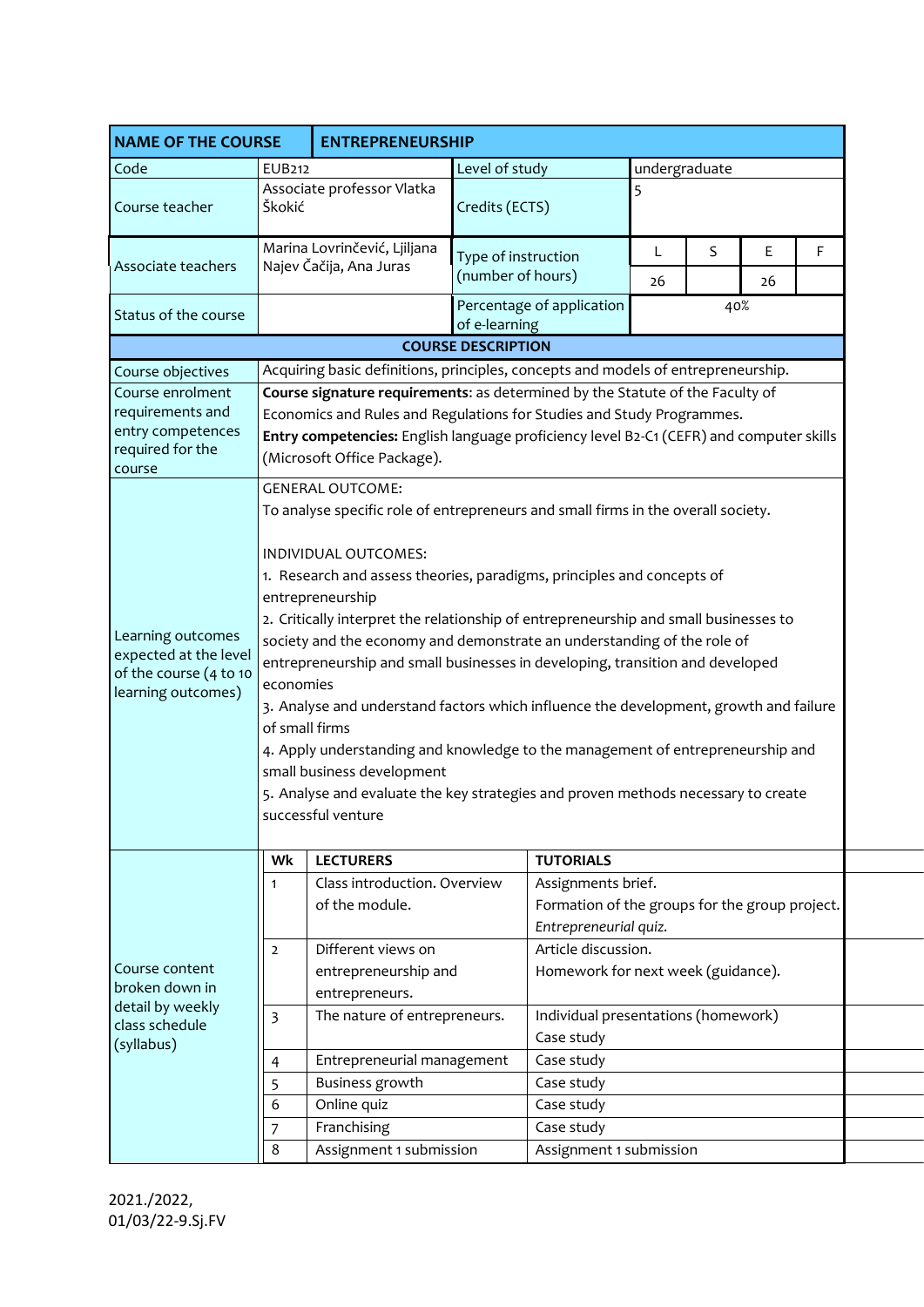| NAME OF THE COURSE | ENTREPRENEURSHIP | | | | | | |
|---|---|---|---|---|---|---|---|
| Code | EUB212 | Level of study | undergraduate | | | | |
| Course teacher | Associate professor Vlatka Škokić | Credits (ECTS) | 5 | | | | |
| Associate teachers | Marina Lovrinčević, Ljiljana Najev Čačija, Ana Juras | Type of instruction (number of hours) | L | S | E | F | |
| | | | 26 | | 26 | | |
| Status of the course | | Percentage of application of e-learning | 40% | | | | |

**COURSE DESCRIPTION**

| | |
|---|---|
| Course objectives | Acquiring basic definitions, principles, concepts and models of entrepreneurship. |
| Course enrolment requirements and entry competences required for the course | **Course signature requirements**: as determined by the Statute of the Faculty of Economics and Rules and Regulations for Studies and Study Programmes.<br>**Entry competencies:** English language proficiency level B2-C1 (CEFR) and computer skills (Microsoft Office Package). |
| Learning outcomes expected at the level of the course (4 to 10 learning outcomes) | GENERAL OUTCOME:<br>To analyse specific role of entrepreneurs and small firms in the overall society.<br><br>INDIVIDUAL OUTCOMES:<br>1. Research and assess theories, paradigms, principles and concepts of entrepreneurship<br>2. Critically interpret the relationship of entrepreneurship and small businesses to society and the economy and demonstrate an understanding of the role of entrepreneurship and small businesses in developing, transition and developed economies<br>3. Analyse and understand factors which influence the development, growth and failure of small firms<br>4. Apply understanding and knowledge to the management of entrepreneurship and small business development<br>5. Analyse and evaluate the key strategies and proven methods necessary to create successful venture |

Course content broken down in detail by weekly class schedule (syllabus)

| Wk | LECTURERS | TUTORIALS |
|---|---|---|
| 1 | Class introduction. Overview of the module. | Assignments brief.<br>Formation of the groups for the group project.<br>*Entrepreneurial quiz.* |
| 2 | Different views on entrepreneurship and entrepreneurs. | Article discussion.<br>Homework for next week (guidance). |
| 3 | The nature of entrepreneurs. | Individual presentations (homework)<br>Case study |
| 4 | Entrepreneurial management | Case study |
| 5 | Business growth | Case study |
| 6 | Online quiz | Case study |
| 7 | Franchising | Case study |
| 8 | Assignment 1 submission | Assignment 1 submission |

2021./2022,
01/03/22-9.Sj.FV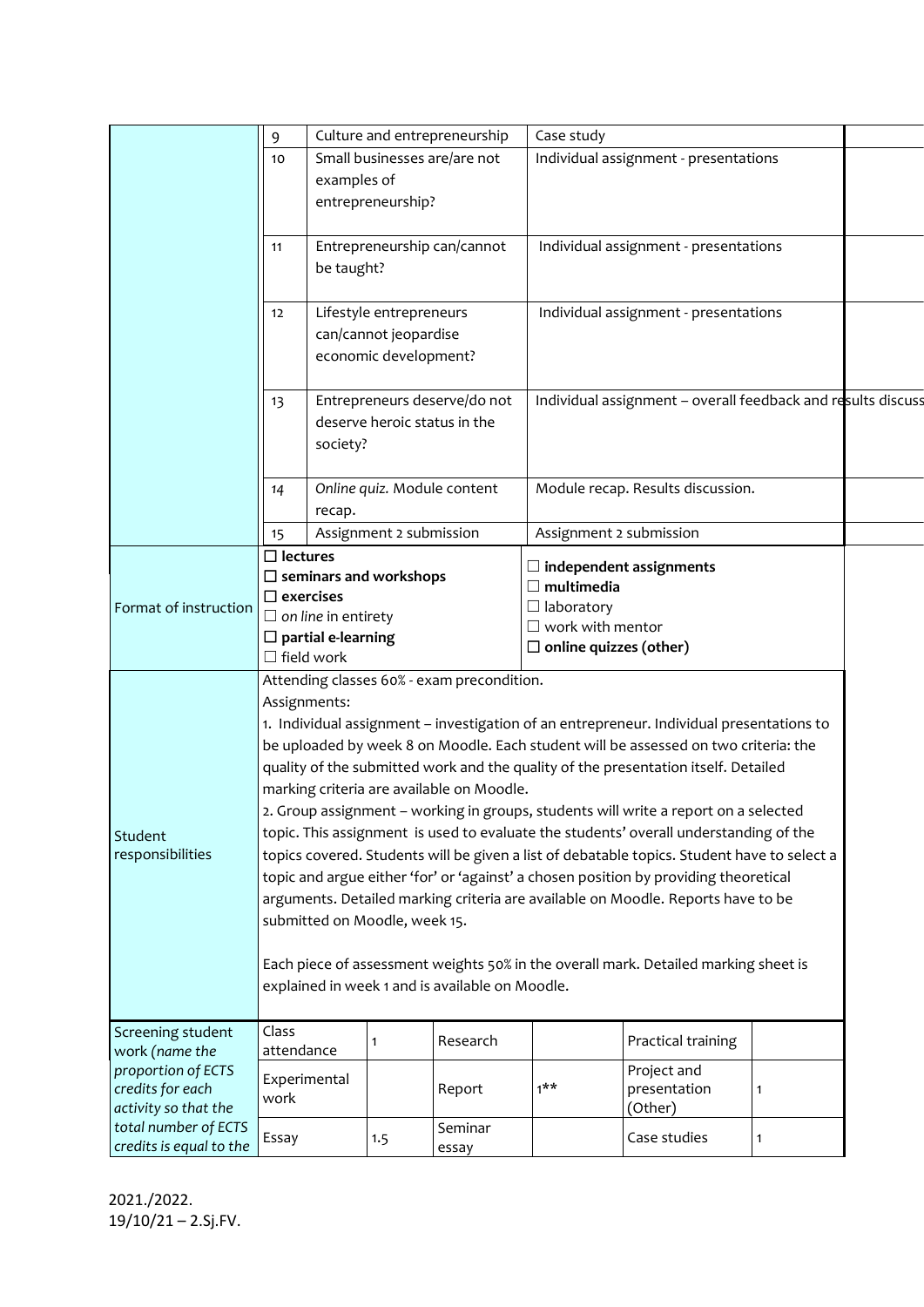| | | | |
|---|---|---|---|
| | 9 | Culture and entrepreneurship | Case study |
| | 10 | Small businesses are/are not examples of entrepreneurship? | Individual assignment - presentations |
| | 11 | Entrepreneurship can/cannot be taught? | Individual assignment - presentations |
| | 12 | Lifestyle entrepreneurs can/cannot jeopardise economic development? | Individual assignment - presentations |
| | 13 | Entrepreneurs deserve/do not deserve heroic status in the society? | Individual assignment – overall feedback and results discuss |
| | 14 | *Online quiz.* Module content recap. | Module recap. Results discussion. |
| | 15 | Assignment 2 submission | Assignment 2 submission |

| | | |
|---|---|---|
| Format of instruction | ☐ **lectures**<br>☐ **seminars and workshops**<br>☐ **exercises**<br>☐ *on line* in entirety<br>☐ **partial e-learning**<br>☐ field work | ☐ **independent assignments**<br>☐ **multimedia**<br>☐ laboratory<br>☐ work with mentor<br>☐ **online quizzes (other)** |

| | |
|---|---|
| Student responsibilities | Attending classes 60% - exam precondition.<br>Assignments:<br>1. Individual assignment – investigation of an entrepreneur. Individual presentations to be uploaded by week 8 on Moodle. Each student will be assessed on two criteria: the quality of the submitted work and the quality of the presentation itself. Detailed marking criteria are available on Moodle.<br>2. Group assignment – working in groups, students will write a report on a selected topic. This assignment is used to evaluate the students' overall understanding of the topics covered. Students will be given a list of debatable topics. Student have to select a topic and argue either 'for' or 'against' a chosen position by providing theoretical arguments. Detailed marking criteria are available on Moodle. Reports have to be submitted on Moodle, week 15.<br><br>Each piece of assessment weights 50% in the overall mark. Detailed marking sheet is explained in week 1 and is available on Moodle. |

| Screening student work (*name the proportion of ECTS credits for each activity so that the total number of ECTS credits is equal to the* | | | | | | |
|---|---|---|---|---|---|---|
| | Class attendance | 1 | Research | | Practical training | |
| | Experimental work | | Report | 1** | Project and presentation (Other) | 1 |
| | Essay | 1.5 | Seminar essay | | Case studies | 1 |

2021./2022.
19/10/21 – 2.Sj.FV.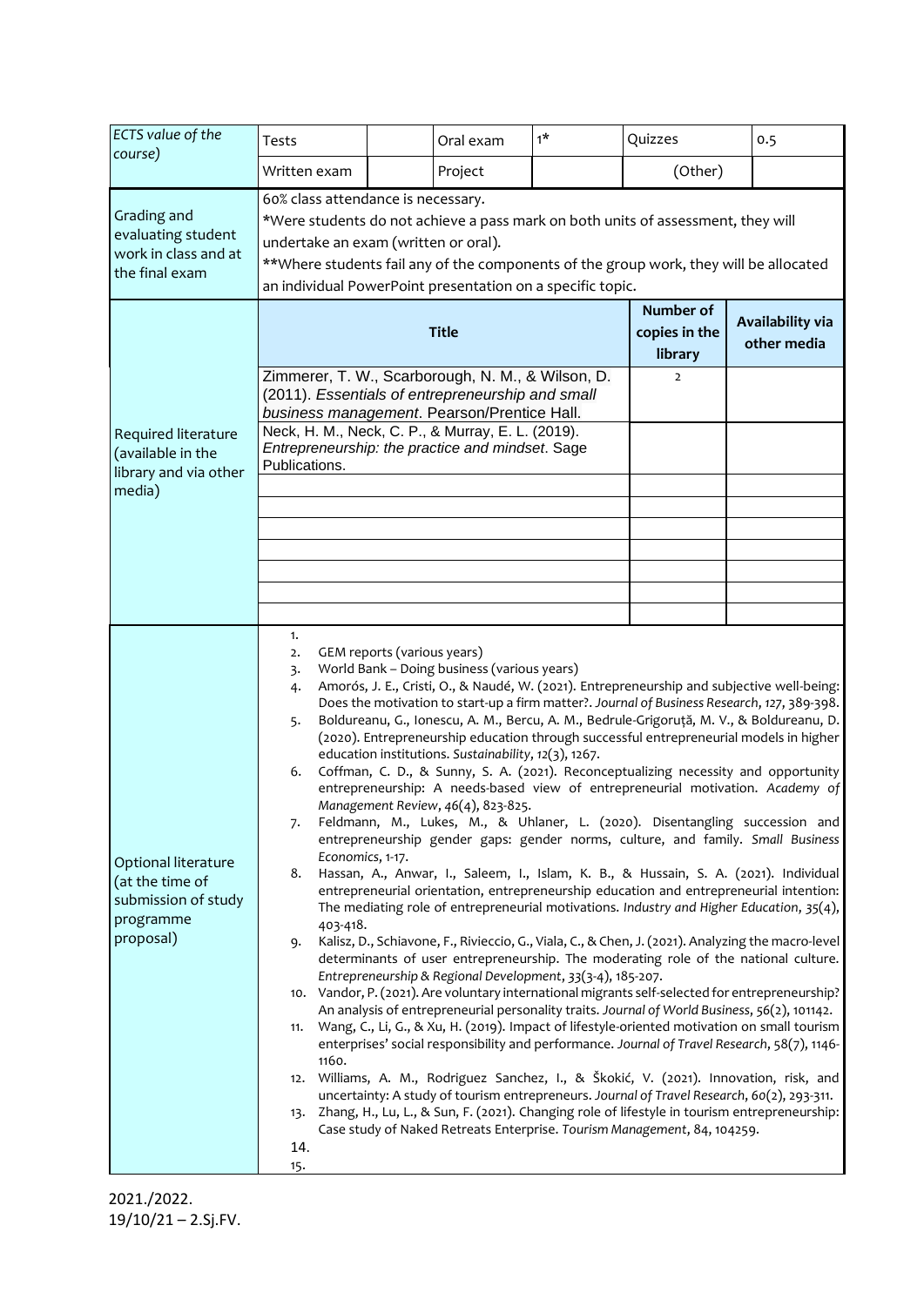| *ECTS value of the course)* | Tests | | Oral exam | 1* | Quizzes | 0.5 |
|---|---|---|---|---|---|---|
| | Written exam | | Project | | (Other) | |

| | |
|---|---|
| Grading and evaluating student work in class and at the final exam | 60% class attendance is necessary.<br>*Were students do not achieve a pass mark on both units of assessment, they will undertake an exam (written or oral).<br>**Where students fail any of the components of the group work, they will be allocated an individual PowerPoint presentation on a specific topic. |

| Required literature (available in the library and via other media) | **Title** | **Number of copies in the library** | **Availability via other media** |
|---|---|---|---|
| | Zimmerer, T. W., Scarborough, N. M., & Wilson, D. (2011). *Essentials of entrepreneurship and small business management*. Pearson/Prentice Hall. | 2 | |
| | Neck, H. M., Neck, C. P., & Murray, E. L. (2019). *Entrepreneurship: the practice and mindset*. Sage Publications. | | |
| | | | |
| | | | |
| | | | |
| | | | |
| | | | |
| | | | |
| | | | |

**Optional literature (at the time of submission of study programme proposal)**

1. 
2. GEM reports (various years)
3. World Bank – Doing business (various years)
4. Amorós, J. E., Cristi, O., & Naudé, W. (2021). Entrepreneurship and subjective well-being: Does the motivation to start-up a firm matter?. *Journal of Business Research*, *127*, 389-398.
5. Boldureanu, G., Ionescu, A. M., Bercu, A. M., Bedrule-Grigoruță, M. V., & Boldureanu, D. (2020). Entrepreneurship education through successful entrepreneurial models in higher education institutions. *Sustainability*, *12*(3), 1267.
6. Coffman, C. D., & Sunny, S. A. (2021). Reconceptualizing necessity and opportunity entrepreneurship: A needs-based view of entrepreneurial motivation. *Academy of Management Review*, *46*(4), 823-825.
7. Feldmann, M., Lukes, M., & Uhlaner, L. (2020). Disentangling succession and entrepreneurship gender gaps: gender norms, culture, and family. *Small Business Economics*, 1-17.
8. Hassan, A., Anwar, I., Saleem, I., Islam, K. B., & Hussain, S. A. (2021). Individual entrepreneurial orientation, entrepreneurship education and entrepreneurial intention: The mediating role of entrepreneurial motivations. *Industry and Higher Education*, *35*(4), 403-418.
9. Kalisz, D., Schiavone, F., Rivieccio, G., Viala, C., & Chen, J. (2021). Analyzing the macro-level determinants of user entrepreneurship. The moderating role of the national culture. *Entrepreneurship & Regional Development*, *33*(3-4), 185-207.
10. Vandor, P. (2021). Are voluntary international migrants self-selected for entrepreneurship? An analysis of entrepreneurial personality traits. *Journal of World Business*, *56*(2), 101142.
11. Wang, C., Li, G., & Xu, H. (2019). Impact of lifestyle-oriented motivation on small tourism enterprises' social responsibility and performance. *Journal of Travel Research*, 58(7), 1146-1160.
12. Williams, A. M., Rodriguez Sanchez, I., & Škokić, V. (2021). Innovation, risk, and uncertainty: A study of tourism entrepreneurs. *Journal of Travel Research*, *60*(2), 293-311.
13. Zhang, H., Lu, L., & Sun, F. (2021). Changing role of lifestyle in tourism entrepreneurship: Case study of Naked Retreats Enterprise. *Tourism Management*, 84, 104259.
14. 
15. 

2021./2022.
19/10/21 – 2.Sj.FV.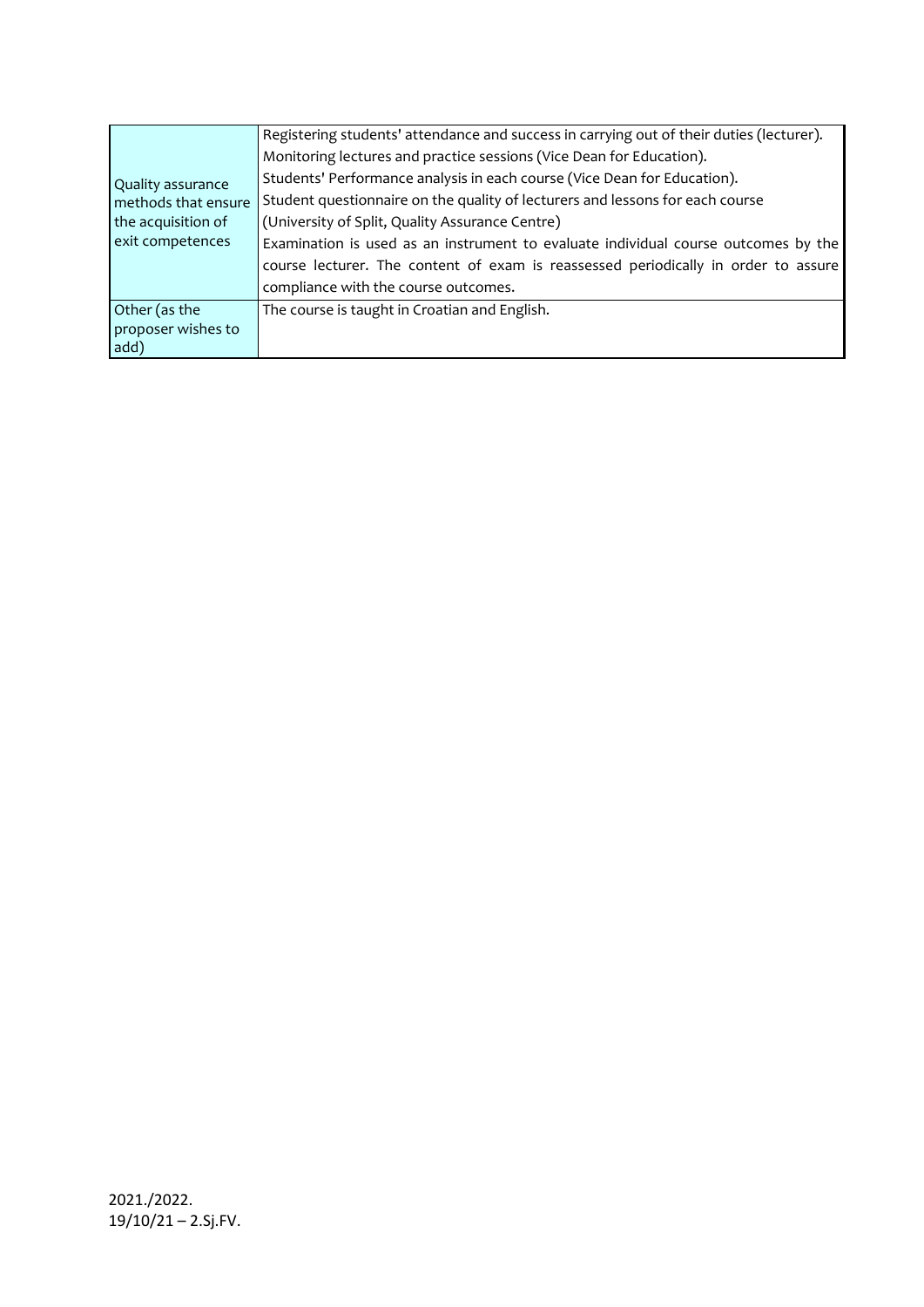| | |
|---|---|
| Quality assurance methods that ensure the acquisition of exit competences | Registering students' attendance and success in carrying out of their duties (lecturer).<br>Monitoring lectures and practice sessions (Vice Dean for Education).<br>Students' Performance analysis in each course (Vice Dean for Education).<br>Student questionnaire on the quality of lecturers and lessons for each course (University of Split, Quality Assurance Centre)<br>Examination is used as an instrument to evaluate individual course outcomes by the course lecturer. The content of exam is reassessed periodically in order to assure compliance with the course outcomes. |
| Other (as the proposer wishes to add) | The course is taught in Croatian and English. |

2021./2022.
19/10/21 – 2.Sj.FV.